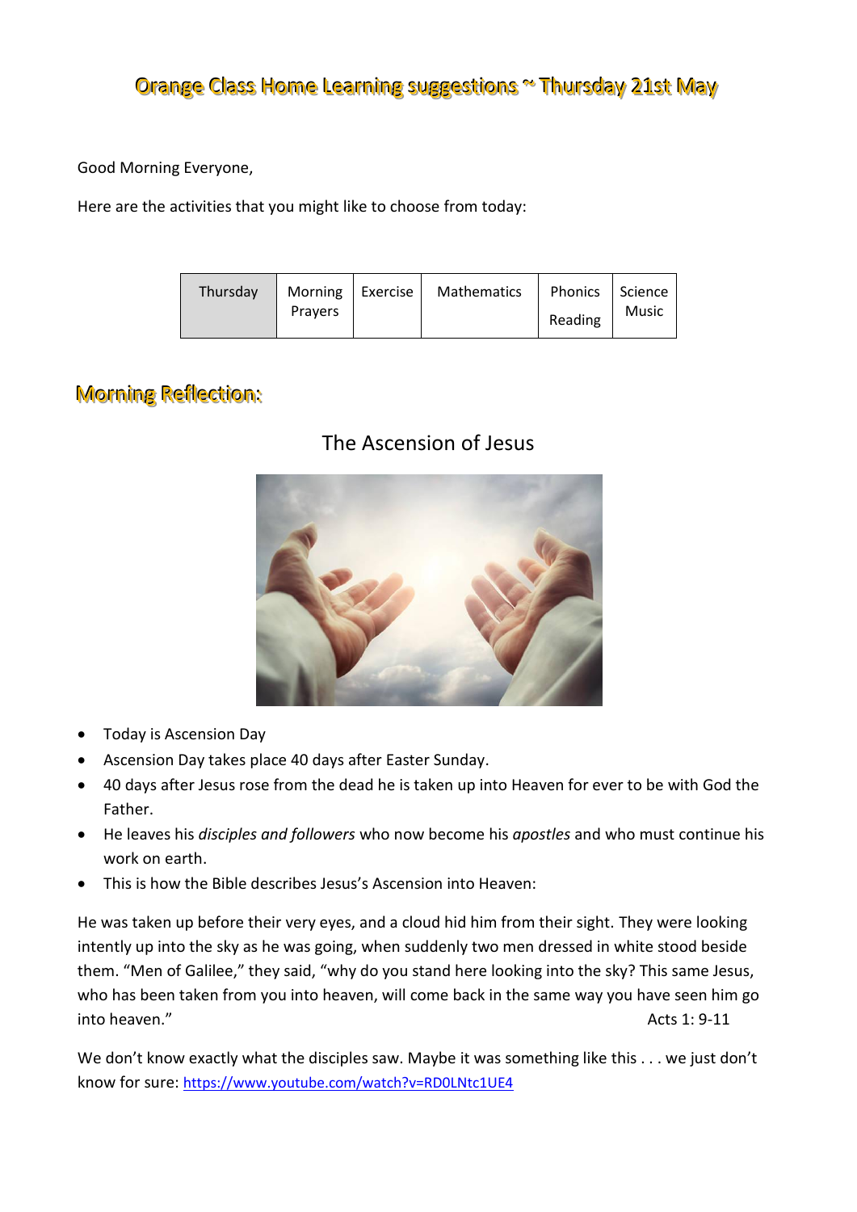# Orange Class Home Learning suggestions ~ Thursday 21st May

Good Morning Everyone,

Here are the activities that you might like to choose from today:

| Thursday | Morning Prayers | Exercise | Mathematics | Phonics<br>Reading | Science<br>Music |
|---|---|---|---|---|---|

## Morning Reflection:

### The Ascension of Jesus

- Today is Ascension Day
- Ascension Day takes place 40 days after Easter Sunday.
- 40 days after Jesus rose from the dead he is taken up into Heaven for ever to be with God the Father.
- He leaves his *disciples and followers* who now become his *apostles* and who must continue his work on earth.
- This is how the Bible describes Jesus's Ascension into Heaven:

He was taken up before their very eyes, and a cloud hid him from their sight. They were looking intently up into the sky as he was going, when suddenly two men dressed in white stood beside them. "Men of Galilee," they said, "why do you stand here looking into the sky? This same Jesus, who has been taken from you into heaven, will come back in the same way you have seen him go into heaven." Acts 1: 9-11

We don't know exactly what the disciples saw. Maybe it was something like this . . . we just don't know for sure: https://www.youtube.com/watch?v=RD0LNtc1UE4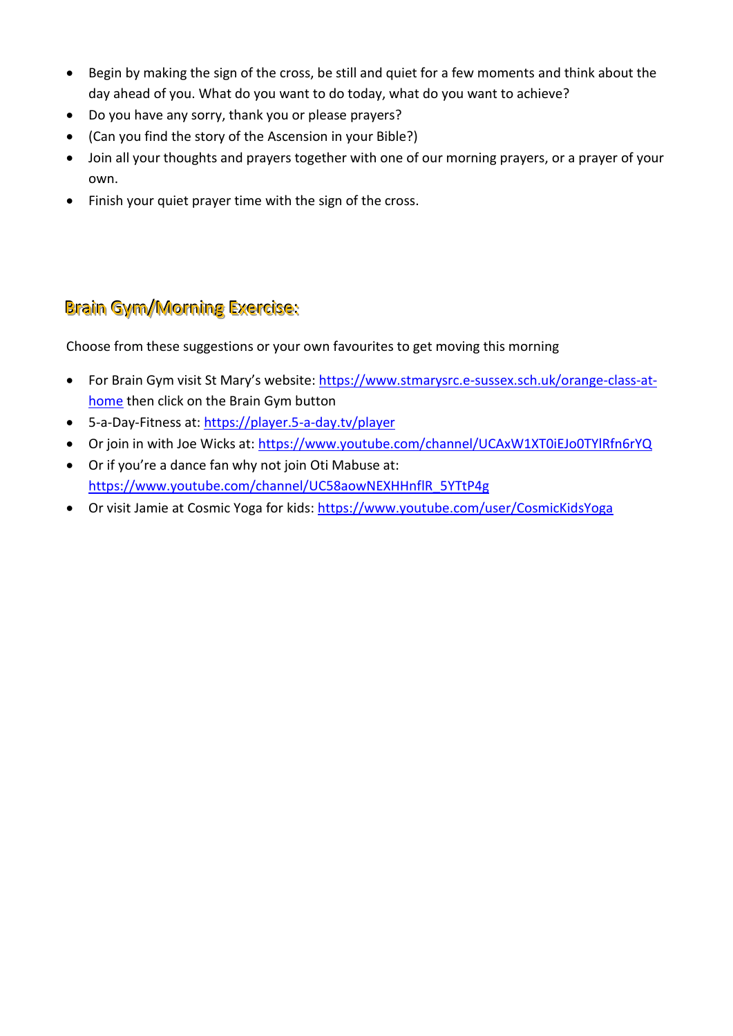- Begin by making the sign of the cross, be still and quiet for a few moments and think about the day ahead of you. What do you want to do today, what do you want to achieve?
- Do you have any sorry, thank you or please prayers?
- (Can you find the story of the Ascension in your Bible?)
- Join all your thoughts and prayers together with one of our morning prayers, or a prayer of your own.
- Finish your quiet prayer time with the sign of the cross.

## Brain Gym/Morning Exercise:

Choose from these suggestions or your own favourites to get moving this morning

- For Brain Gym visit St Mary's website: https://www.stmarysrc.e-sussex.sch.uk/orange-class-at-home then click on the Brain Gym button
- 5-a-Day-Fitness at: https://player.5-a-day.tv/player
- Or join in with Joe Wicks at: https://www.youtube.com/channel/UCAxW1XT0iEJo0TYlRfn6rYQ
- Or if you're a dance fan why not join Oti Mabuse at: https://www.youtube.com/channel/UC58aowNEXHHnflR_5YTtP4g
- Or visit Jamie at Cosmic Yoga for kids: https://www.youtube.com/user/CosmicKidsYoga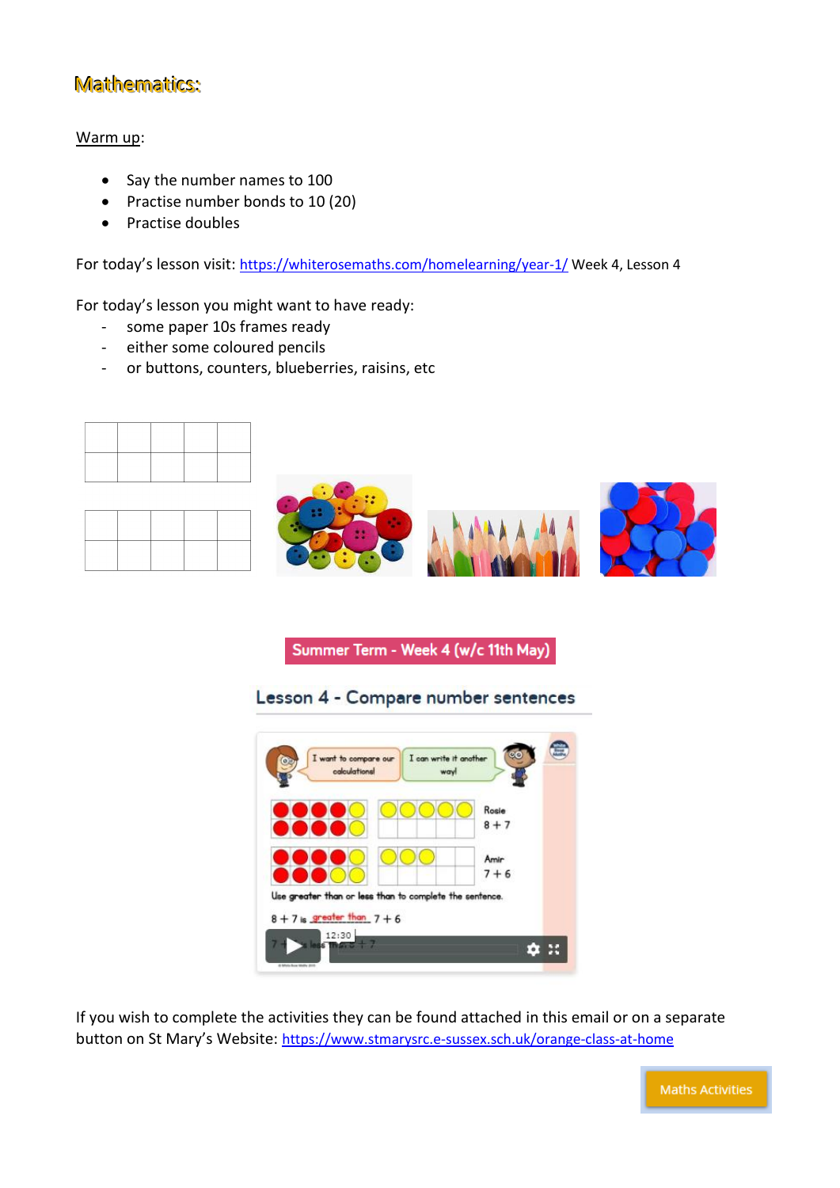## Mathematics:

Warm up:

- Say the number names to 100
- Practise number bonds to 10 (20)
- Practise doubles

For today's lesson visit: https://whiterosemaths.com/homelearning/year-1/ Week 4, Lesson 4

For today's lesson you might want to have ready:

- some paper 10s frames ready
- either some coloured pencils
- or buttons, counters, blueberries, raisins, etc

If you wish to complete the activities they can be found attached in this email or on a separate button on St Mary's Website: https://www.stmarysrc.e-sussex.sch.uk/orange-class-at-home

Maths Activities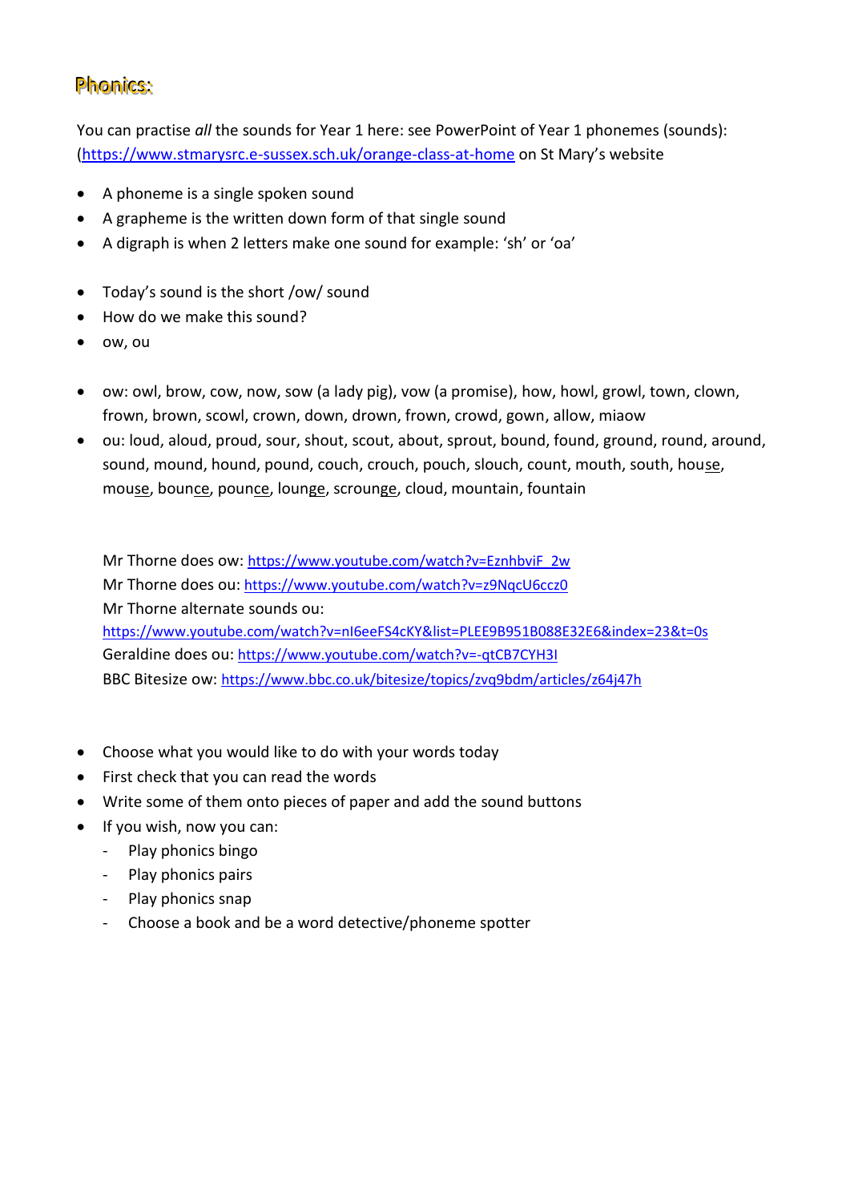# Phonics:

You can practise *all* the sounds for Year 1 here: see PowerPoint of Year 1 phonemes (sounds): (https://www.stmarysrc.e-sussex.sch.uk/orange-class-at-home on St Mary's website

- A phoneme is a single spoken sound
- A grapheme is the written down form of that single sound
- A digraph is when 2 letters make one sound for example: 'sh' or 'oa'

- Today's sound is the short /ow/ sound
- How do we make this sound?
- ow, ou

- ow: owl, brow, cow, now, sow (a lady pig), vow (a promise), how, howl, growl, town, clown, frown, brown, scowl, crown, down, drown, frown, crowd, gown, allow, miaow
- ou: loud, aloud, proud, sour, shout, scout, about, sprout, bound, found, ground, round, around, sound, mound, hound, pound, couch, crouch, pouch, slouch, count, mouth, south, hou<u>se</u>, mou<u>se</u>, boun<u>ce</u>, poun<u>ce</u>, loun<u>ge</u>, scroun<u>ge</u>, cloud, mountain, fountain

Mr Thorne does ow: https://www.youtube.com/watch?v=EznhbviF_2w
Mr Thorne does ou: https://www.youtube.com/watch?v=z9NqcU6ccz0
Mr Thorne alternate sounds ou: https://www.youtube.com/watch?v=nI6eeFS4cKY&list=PLEE9B951B088E32E6&index=23&t=0s
Geraldine does ou: https://www.youtube.com/watch?v=-qtCB7CYH3I
BBC Bitesize ow: https://www.bbc.co.uk/bitesize/topics/zvq9bdm/articles/z64j47h

- Choose what you would like to do with your words today
- First check that you can read the words
- Write some of them onto pieces of paper and add the sound buttons
- If you wish, now you can:
  - Play phonics bingo
  - Play phonics pairs
  - Play phonics snap
  - Choose a book and be a word detective/phoneme spotter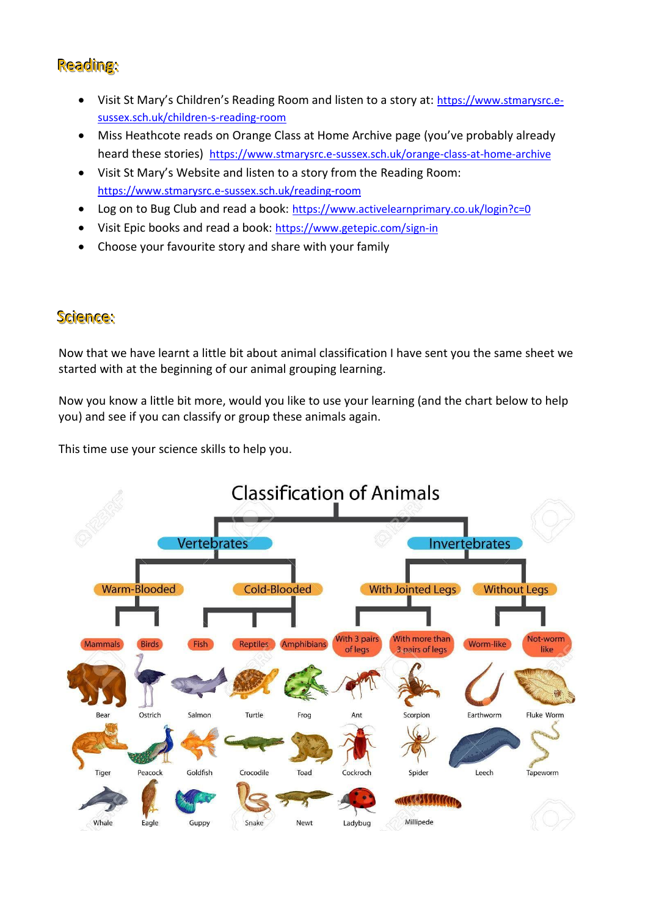## Reading:

- Visit St Mary's Children's Reading Room and listen to a story at: https://www.stmarysrc.e-sussex.sch.uk/children-s-reading-room
- Miss Heathcote reads on Orange Class at Home Archive page (you've probably already heard these stories) https://www.stmarysrc.e-sussex.sch.uk/orange-class-at-home-archive
- Visit St Mary's Website and listen to a story from the Reading Room: https://www.stmarysrc.e-sussex.sch.uk/reading-room
- Log on to Bug Club and read a book: https://www.activelearnprimary.co.uk/login?c=0
- Visit Epic books and read a book: https://www.getepic.com/sign-in
- Choose your favourite story and share with your family

## Science:

Now that we have learnt a little bit about animal classification I have sent you the same sheet we started with at the beginning of our animal grouping learning.

Now you know a little bit more, would you like to use your learning (and the chart below to help you) and see if you can classify or group these animals again.

This time use your science skills to help you.

### Classification of Animals

- **Vertebrates**
  - **Warm-Blooded**
    - Mammals: Bear, Tiger, Whale
    - Birds: Ostrich, Peacock, Eagle
  - **Cold-Blooded**
    - Fish: Salmon, Goldfish, Guppy
    - Reptiles: Turtle, Crocodile, Snake
    - Amphibians: Frog, Toad, Newt
- **Invertebrates**
  - **With Jointed Legs**
    - With 3 pairs of legs: Ant, Cockroch, Ladybug
    - With more than 3 pairs of legs: Scorpion, Spider, Millipede
  - **Without Legs**
    - Worm-like: Earthworm, Leech
    - Not-worm like: Fluke Worm, Tapeworm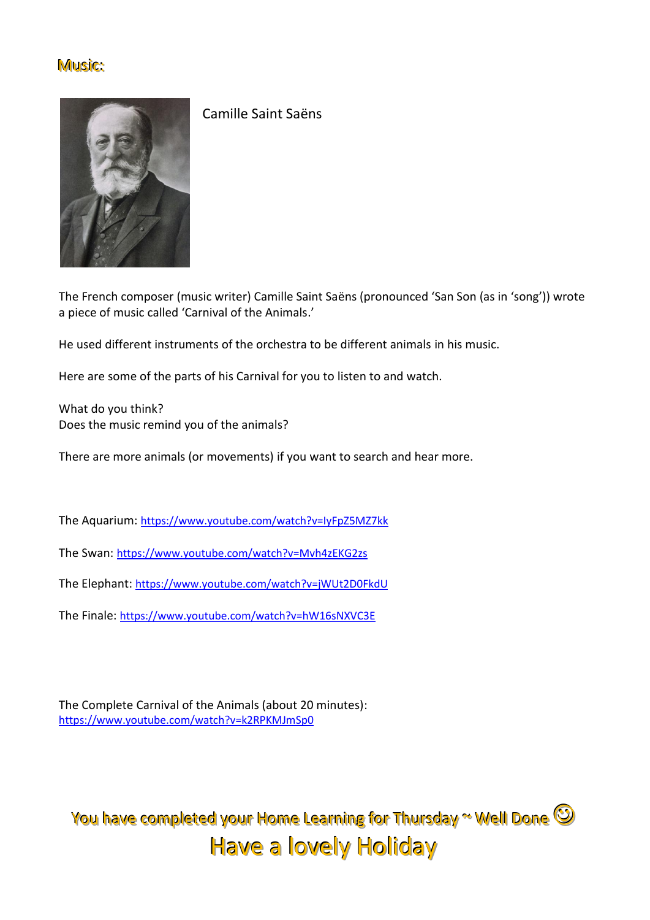# Music:

Camille Saint Saëns

The French composer (music writer) Camille Saint Saëns (pronounced 'San Son (as in 'song')) wrote a piece of music called 'Carnival of the Animals.'

He used different instruments of the orchestra to be different animals in his music.

Here are some of the parts of his Carnival for you to listen to and watch.

What do you think?
Does the music remind you of the animals?

There are more animals (or movements) if you want to search and hear more.

The Aquarium: https://www.youtube.com/watch?v=IyFpZ5MZ7kk

The Swan: https://www.youtube.com/watch?v=Mvh4zEKG2zs

The Elephant: https://www.youtube.com/watch?v=jWUt2D0FkdU

The Finale: https://www.youtube.com/watch?v=hW16sNXVC3E

The Complete Carnival of the Animals (about 20 minutes):
https://www.youtube.com/watch?v=k2RPKMJmSp0

**You have completed your Home Learning for Thursday ~ Well Done ☺**

## Have a lovely Holiday